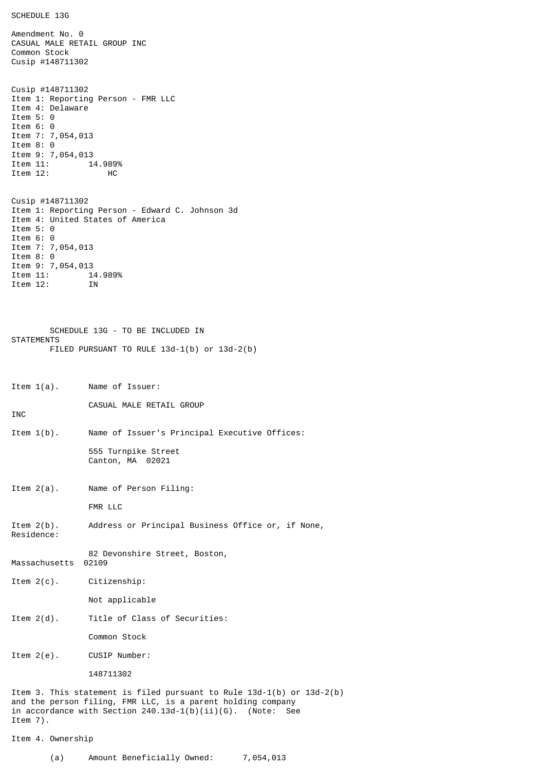SCHEDULE 13G

Amendment No. 0
CASUAL MALE RETAIL GROUP INC
Common Stock
Cusip #148711302

Cusip #148711302
Item 1: Reporting Person - FMR LLC
Item 4: Delaware
Item 5: 0
Item 6: 0
Item 7: 7,054,013
Item 8: 0
Item 9: 7,054,013
Item 11: 14.989%
Item 12: HC

Cusip #148711302
Item 1: Reporting Person - Edward C. Johnson 3d
Item 4: United States of America
Item 5: 0
Item 6: 0
Item 7: 7,054,013
Item 8: 0
Item 9: 7,054,013
Item 11: 14.989%
Item 12: IN

SCHEDULE 13G - TO BE INCLUDED IN STATEMENTS
FILED PURSUANT TO RULE 13d-1(b) or 13d-2(b)

Item 1(a). Name of Issuer:

CASUAL MALE RETAIL GROUP INC

Item 1(b). Name of Issuer's Principal Executive Offices:

555 Turnpike Street
Canton, MA 02021

Item 2(a). Name of Person Filing:

FMR LLC

Item 2(b). Address or Principal Business Office or, if None, Residence:

82 Devonshire Street, Boston, Massachusetts 02109

Item 2(c). Citizenship:

Not applicable

Item 2(d). Title of Class of Securities:

Common Stock

Item 2(e). CUSIP Number:

148711302

Item 3. This statement is filed pursuant to Rule 13d-1(b) or 13d-2(b) and the person filing, FMR LLC, is a parent holding company in accordance with Section 240.13d-1(b)(ii)(G). (Note: See Item 7).

Item 4. Ownership

(a) Amount Beneficially Owned: 7,054,013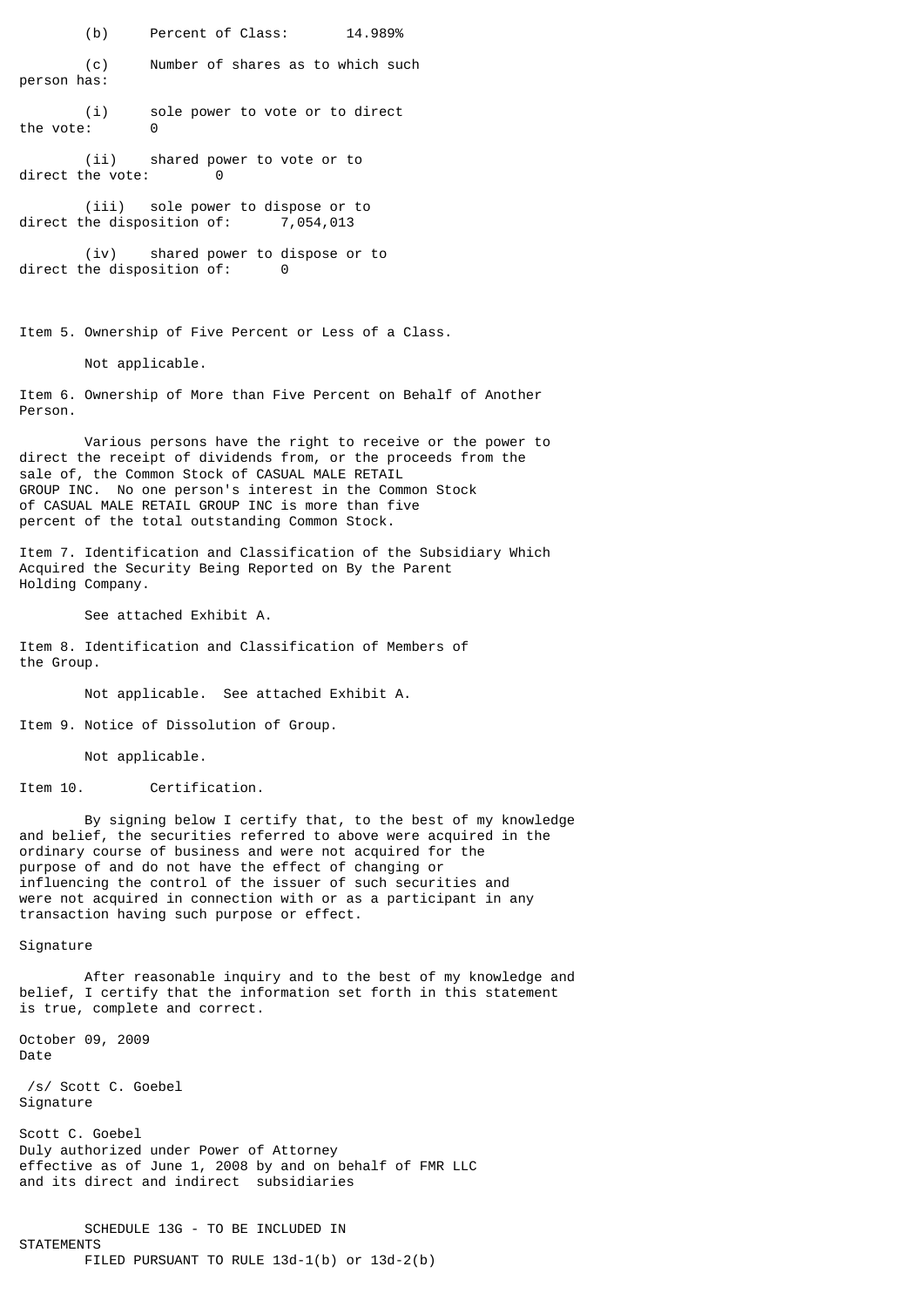(b) Percent of Class: 14.989%

(c) Number of shares as to which such person has:

(i) sole power to vote or to direct the vote: 0

(ii) shared power to vote or to direct the vote: 0

(iii) sole power to dispose or to direct the disposition of: 7,054,013

(iv) shared power to dispose or to direct the disposition of: 0

Item 5. Ownership of Five Percent or Less of a Class.

Not applicable.

Item 6. Ownership of More than Five Percent on Behalf of Another Person.

Various persons have the right to receive or the power to direct the receipt of dividends from, or the proceeds from the sale of, the Common Stock of CASUAL MALE RETAIL GROUP INC. No one person's interest in the Common Stock of CASUAL MALE RETAIL GROUP INC is more than five percent of the total outstanding Common Stock.

Item 7. Identification and Classification of the Subsidiary Which Acquired the Security Being Reported on By the Parent Holding Company.

See attached Exhibit A.

Item 8. Identification and Classification of Members of the Group.

Not applicable. See attached Exhibit A.

Item 9. Notice of Dissolution of Group.

Not applicable.

Item 10. Certification.

By signing below I certify that, to the best of my knowledge and belief, the securities referred to above were acquired in the ordinary course of business and were not acquired for the purpose of and do not have the effect of changing or influencing the control of the issuer of such securities and were not acquired in connection with or as a participant in any transaction having such purpose or effect.

Signature

After reasonable inquiry and to the best of my knowledge and belief, I certify that the information set forth in this statement is true, complete and correct.

October 09, 2009
Date

/s/ Scott C. Goebel
Signature

Scott C. Goebel
Duly authorized under Power of Attorney effective as of June 1, 2008 by and on behalf of FMR LLC and its direct and indirect subsidiaries

SCHEDULE 13G - TO BE INCLUDED IN STATEMENTS
FILED PURSUANT TO RULE 13d-1(b) or 13d-2(b)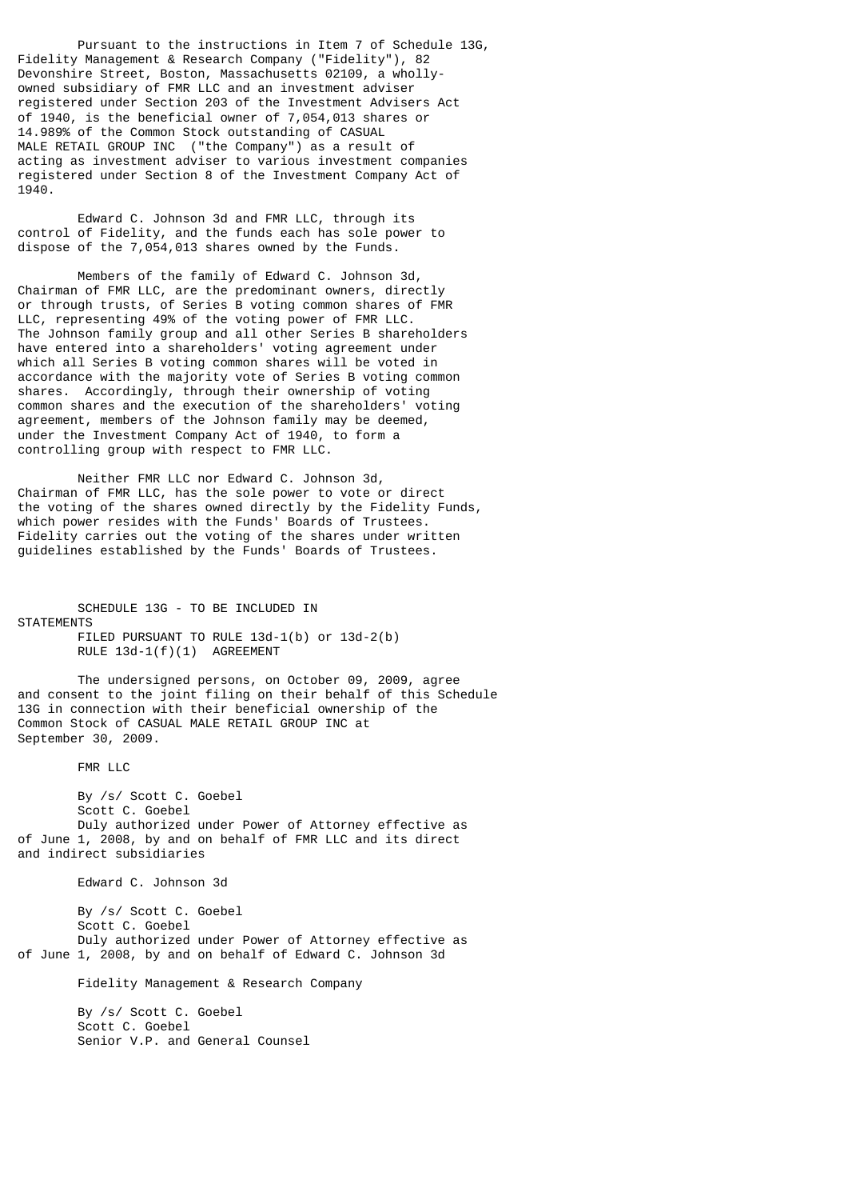Pursuant to the instructions in Item 7 of Schedule 13G, Fidelity Management & Research Company ("Fidelity"), 82 Devonshire Street, Boston, Massachusetts 02109, a wholly-owned subsidiary of FMR LLC and an investment adviser registered under Section 203 of the Investment Advisers Act of 1940, is the beneficial owner of 7,054,013 shares or 14.989% of the Common Stock outstanding of CASUAL MALE RETAIL GROUP INC ("the Company") as a result of acting as investment adviser to various investment companies registered under Section 8 of the Investment Company Act of 1940.

Edward C. Johnson 3d and FMR LLC, through its control of Fidelity, and the funds each has sole power to dispose of the 7,054,013 shares owned by the Funds.

Members of the family of Edward C. Johnson 3d, Chairman of FMR LLC, are the predominant owners, directly or through trusts, of Series B voting common shares of FMR LLC, representing 49% of the voting power of FMR LLC. The Johnson family group and all other Series B shareholders have entered into a shareholders' voting agreement under which all Series B voting common shares will be voted in accordance with the majority vote of Series B voting common shares. Accordingly, through their ownership of voting common shares and the execution of the shareholders' voting agreement, members of the Johnson family may be deemed, under the Investment Company Act of 1940, to form a controlling group with respect to FMR LLC.

Neither FMR LLC nor Edward C. Johnson 3d, Chairman of FMR LLC, has the sole power to vote or direct the voting of the shares owned directly by the Fidelity Funds, which power resides with the Funds' Boards of Trustees. Fidelity carries out the voting of the shares under written guidelines established by the Funds' Boards of Trustees.

SCHEDULE 13G - TO BE INCLUDED IN STATEMENTS
FILED PURSUANT TO RULE 13d-1(b) or 13d-2(b)
RULE 13d-1(f)(1) AGREEMENT

The undersigned persons, on October 09, 2009, agree and consent to the joint filing on their behalf of this Schedule 13G in connection with their beneficial ownership of the Common Stock of CASUAL MALE RETAIL GROUP INC at September 30, 2009.

FMR LLC

By /s/ Scott C. Goebel
Scott C. Goebel
Duly authorized under Power of Attorney effective as of June 1, 2008, by and on behalf of FMR LLC and its direct and indirect subsidiaries

Edward C. Johnson 3d

By /s/ Scott C. Goebel
Scott C. Goebel
Duly authorized under Power of Attorney effective as of June 1, 2008, by and on behalf of Edward C. Johnson 3d

Fidelity Management & Research Company

By /s/ Scott C. Goebel
Scott C. Goebel
Senior V.P. and General Counsel